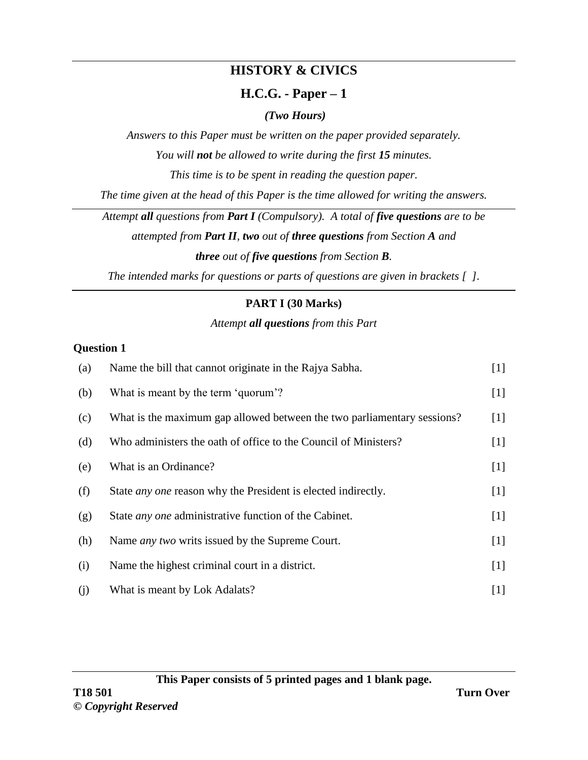# HISTORY & CIVICS

## H.C.G. - Paper – 1

***(Two Hours)***

*Answers to this Paper must be written on the paper provided separately.*

*You will **not** be allowed to write during the first **15** minutes.*

*This time is to be spent in reading the question paper.*

*The time given at the head of this Paper is the time allowed for writing the answers.*

---

*Attempt **all** questions from **Part I** (Compulsory). A total of **five questions** are to be attempted from **Part II**, **two** out of **three questions** from Section **A** and **three** out of **five questions** from Section **B**.*

*The intended marks for questions or parts of questions are given in brackets [ ].*

---

### PART I (30 Marks)

*Attempt **all questions** from this Part*

**Question 1**

(a) Name the bill that cannot originate in the Rajya Sabha. [1]

(b) What is meant by the term 'quorum'? [1]

(c) What is the maximum gap allowed between the two parliamentary sessions? [1]

(d) Who administers the oath of office to the Council of Ministers? [1]

(e) What is an Ordinance? [1]

(f) State *any one* reason why the President is elected indirectly. [1]

(g) State *any one* administrative function of the Cabinet. [1]

(h) Name *any two* writs issued by the Supreme Court. [1]

(i) Name the highest criminal court in a district. [1]

(j) What is meant by Lok Adalats? [1]

---

**This Paper consists of 5 printed pages and 1 blank page.**

**T18 501** **Turn Over**

***© Copyright Reserved***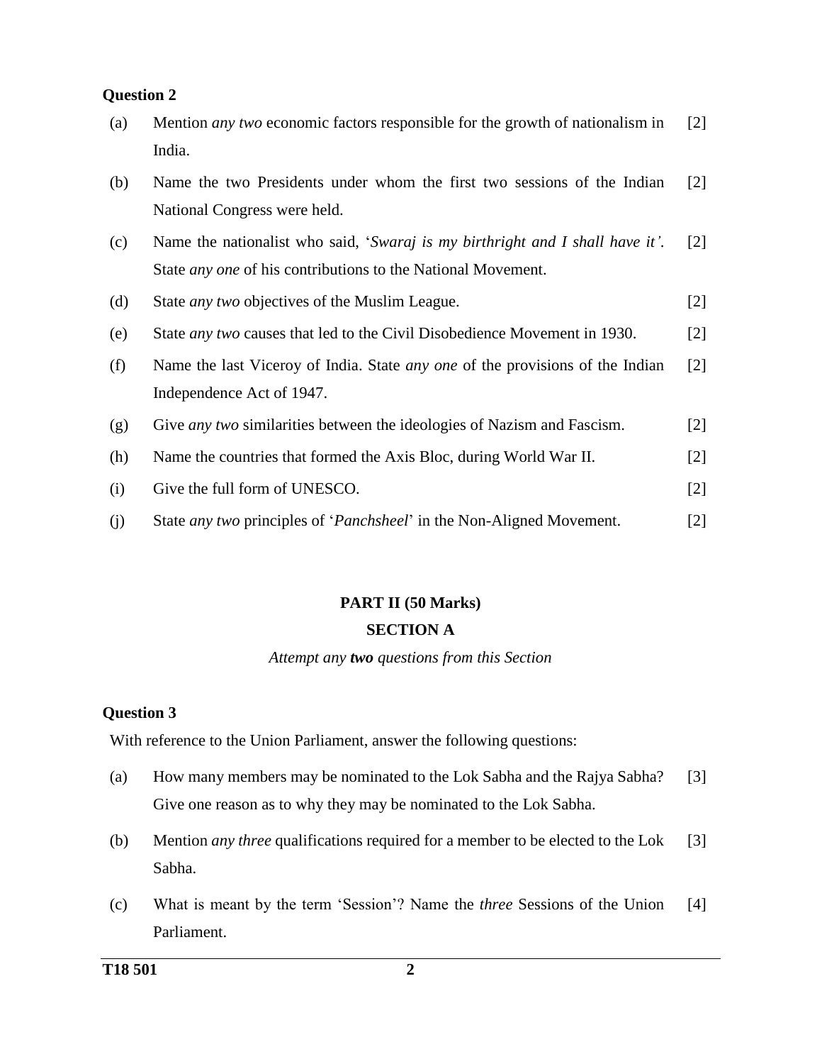**Question 2**

(a) Mention *any two* economic factors responsible for the growth of nationalism in India. [2]

(b) Name the two Presidents under whom the first two sessions of the Indian National Congress were held. [2]

(c) Name the nationalist who said, '*Swaraj is my birthright and I shall have it'.* State *any one* of his contributions to the National Movement. [2]

(d) State *any two* objectives of the Muslim League. [2]

(e) State *any two* causes that led to the Civil Disobedience Movement in 1930. [2]

(f) Name the last Viceroy of India. State *any one* of the provisions of the Indian Independence Act of 1947. [2]

(g) Give *any two* similarities between the ideologies of Nazism and Fascism. [2]

(h) Name the countries that formed the Axis Bloc, during World War II. [2]

(i) Give the full form of UNESCO. [2]

(j) State *any two* principles of '*Panchsheel*' in the Non-Aligned Movement. [2]

## PART II (50 Marks)

## SECTION A

*Attempt any **two** questions from this Section*

**Question 3**

With reference to the Union Parliament, answer the following questions:

(a) How many members may be nominated to the Lok Sabha and the Rajya Sabha? Give one reason as to why they may be nominated to the Lok Sabha. [3]

(b) Mention *any three* qualifications required for a member to be elected to the Lok Sabha. [3]

(c) What is meant by the term 'Session'? Name the *three* Sessions of the Union Parliament. [4]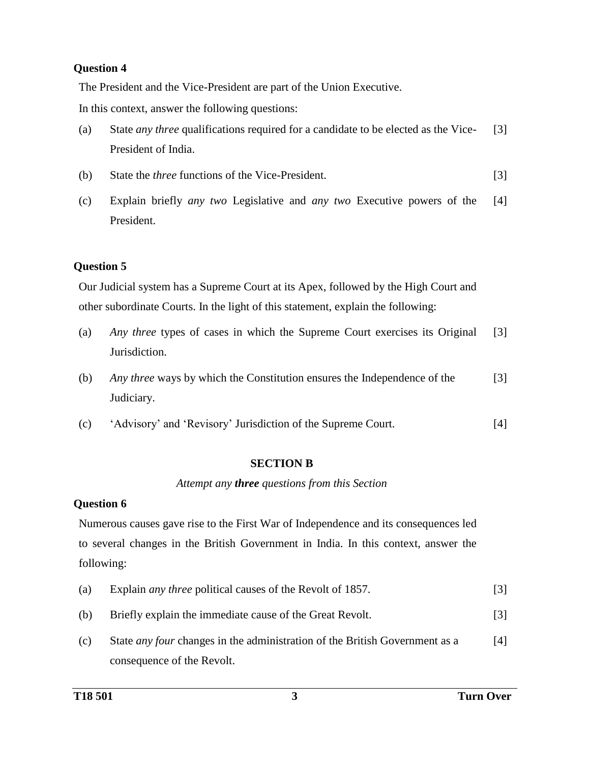**Question 4**

The President and the Vice-President are part of the Union Executive.

In this context, answer the following questions:

(a) State *any three* qualifications required for a candidate to be elected as the Vice-President of India. [3]

(b) State the *three* functions of the Vice-President. [3]

(c) Explain briefly *any two* Legislative and *any two* Executive powers of the President. [4]

**Question 5**

Our Judicial system has a Supreme Court at its Apex, followed by the High Court and other subordinate Courts. In the light of this statement, explain the following:

(a) *Any three* types of cases in which the Supreme Court exercises its Original Jurisdiction. [3]

(b) *Any three* ways by which the Constitution ensures the Independence of the Judiciary. [3]

(c) 'Advisory' and 'Revisory' Jurisdiction of the Supreme Court. [4]

## SECTION B

*Attempt any **three** questions from this Section*

**Question 6**

Numerous causes gave rise to the First War of Independence and its consequences led to several changes in the British Government in India. In this context, answer the following:

(a) Explain *any three* political causes of the Revolt of 1857. [3]

(b) Briefly explain the immediate cause of the Great Revolt. [3]

(c) State *any four* changes in the administration of the British Government as a consequence of the Revolt. [4]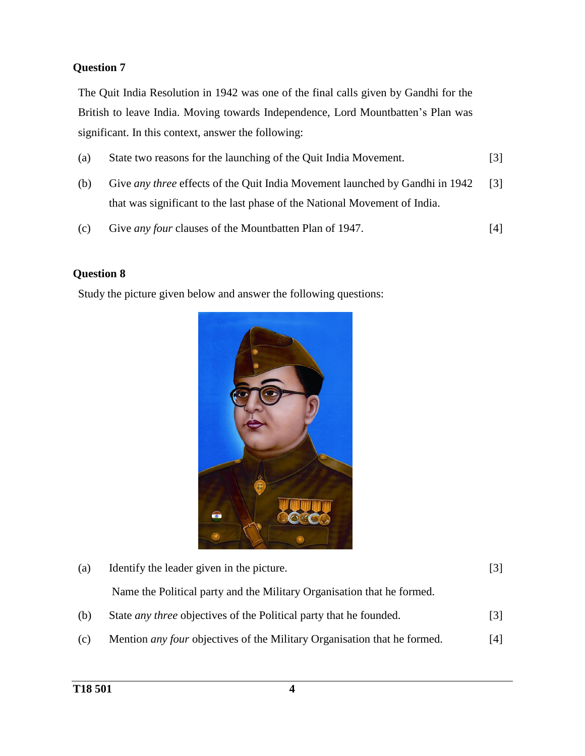**Question 7**

The Quit India Resolution in 1942 was one of the final calls given by Gandhi for the British to leave India. Moving towards Independence, Lord Mountbatten's Plan was significant. In this context, answer the following:

(a) State two reasons for the launching of the Quit India Movement. [3]

(b) Give *any three* effects of the Quit India Movement launched by Gandhi in 1942 that was significant to the last phase of the National Movement of India. [3]

(c) Give *any four* clauses of the Mountbatten Plan of 1947. [4]

**Question 8**

Study the picture given below and answer the following questions:

(a) Identify the leader given in the picture. [3]

Name the Political party and the Military Organisation that he formed.

(b) State *any three* objectives of the Political party that he founded. [3]

(c) Mention *any four* objectives of the Military Organisation that he formed. [4]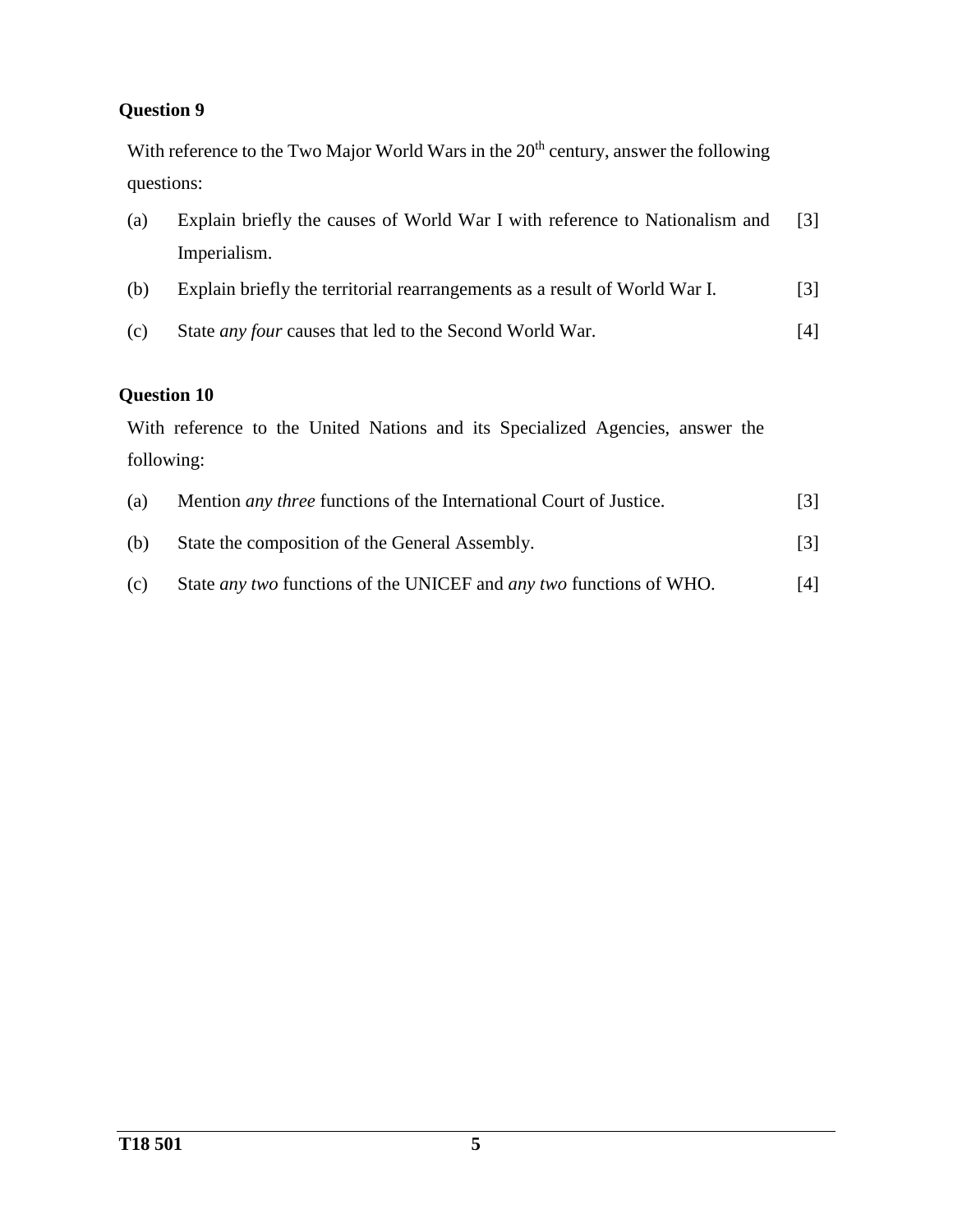**Question 9**

With reference to the Two Major World Wars in the 20th century, answer the following questions:

(a) Explain briefly the causes of World War I with reference to Nationalism and Imperialism. [3]

(b) Explain briefly the territorial rearrangements as a result of World War I. [3]

(c) State *any four* causes that led to the Second World War. [4]

**Question 10**

With reference to the United Nations and its Specialized Agencies, answer the following:

(a) Mention *any three* functions of the International Court of Justice. [3]

(b) State the composition of the General Assembly. [3]

(c) State *any two* functions of the UNICEF and *any two* functions of WHO. [4]